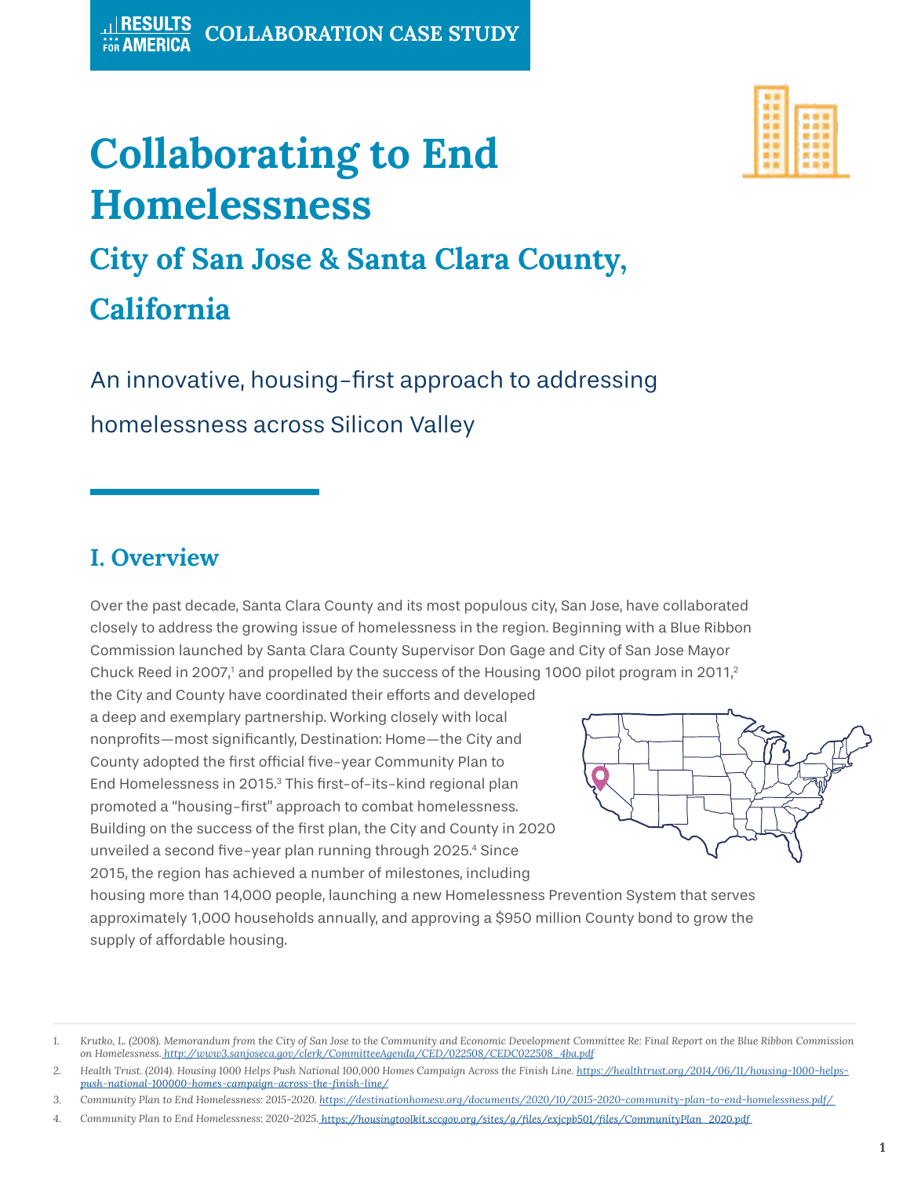COLLABORATION CASE STUDY

# Collaborating to End Homelessness

## City of San Jose & Santa Clara County, California

An innovative, housing-first approach to addressing homelessness across Silicon Valley

## I. Overview

Over the past decade, Santa Clara County and its most populous city, San Jose, have collaborated closely to address the growing issue of homelessness in the region. Beginning with a Blue Ribbon Commission launched by Santa Clara County Supervisor Don Gage and City of San Jose Mayor Chuck Reed in 2007,[1] and propelled by the success of the Housing 1000 pilot program in 2011,[2] the City and County have coordinated their efforts and developed a deep and exemplary partnership. Working closely with local nonprofits—most significantly, Destination: Home—the City and County adopted the first official five-year Community Plan to End Homelessness in 2015.[3] This first-of-its-kind regional plan promoted a "housing-first" approach to combat homelessness. Building on the success of the first plan, the City and County in 2020 unveiled a second five-year plan running through 2025.[4] Since 2015, the region has achieved a number of milestones, including housing more than 14,000 people, launching a new Homelessness Prevention System that serves approximately 1,000 households annually, and approving a $950 million County bond to grow the supply of affordable housing.

1. *Krutko, L. (2008). Memorandum from the City of San Jose to the Community and Economic Development Committee Re: Final Report on the Blue Ribbon Commission on Homelessness. http://www3.sanjoseca.gov/clerk/CommitteeAgenda/CED/022508/CEDC022508_4ba.pdf*
2. *Health Trust. (2014). Housing 1000 Helps Push National 100,000 Homes Campaign Across the Finish Line. https://healthtrust.org/2014/06/11/housing-1000-helps-push-national-100000-homes-campaign-across-the-finish-line/*
3. *Community Plan to End Homelessness: 2015-2020. https://destinationhomesv.org/documents/2020/10/2015-2020-community-plan-to-end-homelessness.pdf/*
4. *Community Plan to End Homelessness: 2020-2025. https://housingtoolkit.sccgov.org/sites/g/files/exjcpb501/files/CommunityPlan_2020.pdf*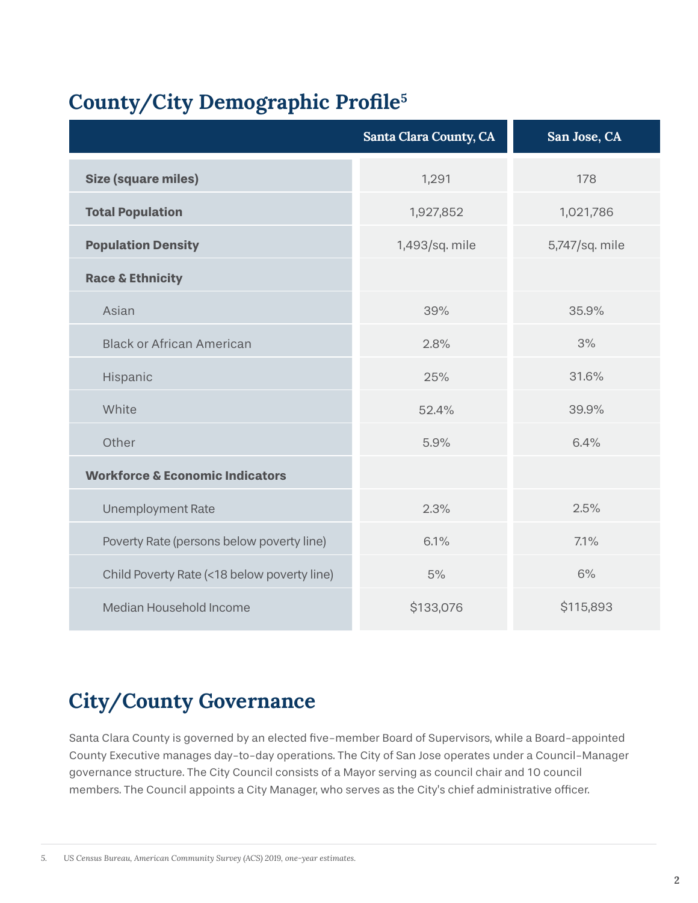## County/City Demographic Profile[5]

| | Santa Clara County, CA | San Jose, CA |
|---|---|---|
| **Size (square miles)** | 1,291 | 178 |
| **Total Population** | 1,927,852 | 1,021,786 |
| **Population Density** | 1,493/sq. mile | 5,747/sq. mile |
| **Race & Ethnicity** | | |
| Asian | 39% | 35.9% |
| Black or African American | 2.8% | 3% |
| Hispanic | 25% | 31.6% |
| White | 52.4% | 39.9% |
| Other | 5.9% | 6.4% |
| **Workforce & Economic Indicators** | | |
| Unemployment Rate | 2.3% | 2.5% |
| Poverty Rate (persons below poverty line) | 6.1% | 7.1% |
| Child Poverty Rate (<18 below poverty line) | 5% | 6% |
| Median Household Income | $133,076 | $115,893 |

## City/County Governance

Santa Clara County is governed by an elected five-member Board of Supervisors, while a Board-appointed County Executive manages day-to-day operations. The City of San Jose operates under a Council-Manager governance structure. The City Council consists of a Mayor serving as council chair and 10 council members. The Council appoints a City Manager, who serves as the City's chief administrative officer.

5. *US Census Bureau, American Community Survey (ACS) 2019, one-year estimates.*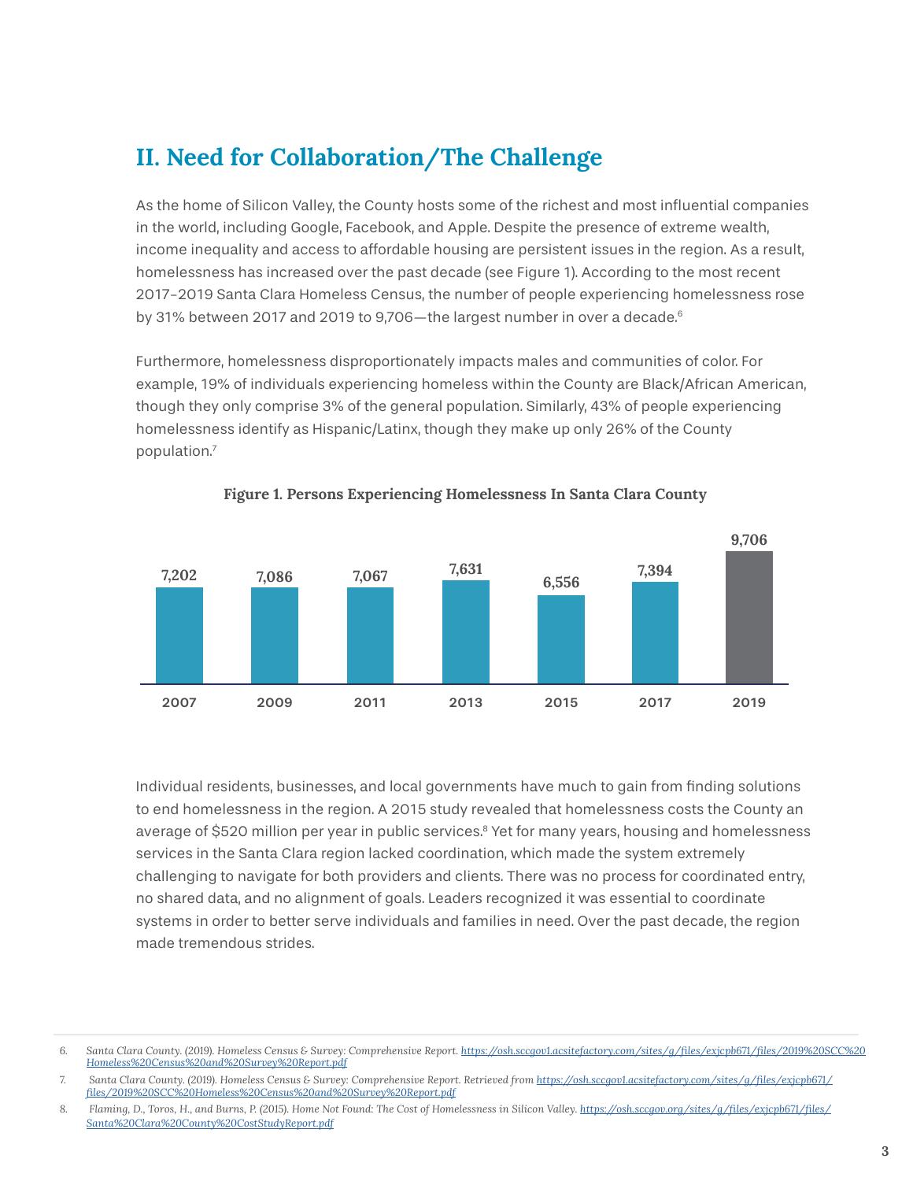## II. Need for Collaboration/The Challenge

As the home of Silicon Valley, the County hosts some of the richest and most influential companies in the world, including Google, Facebook, and Apple. Despite the presence of extreme wealth, income inequality and access to affordable housing are persistent issues in the region. As a result, homelessness has increased over the past decade (see Figure 1). According to the most recent 2017–2019 Santa Clara Homeless Census, the number of people experiencing homelessness rose by 31% between 2017 and 2019 to 9,706—the largest number in over a decade.[6]

Furthermore, homelessness disproportionately impacts males and communities of color. For example, 19% of individuals experiencing homeless within the County are Black/African American, though they only comprise 3% of the general population. Similarly, 43% of people experiencing homelessness identify as Hispanic/Latinx, though they make up only 26% of the County population.[7]

**Figure 1. Persons Experiencing Homelessness In Santa Clara County**

| 2007 | 2009 | 2011 | 2013 | 2015 | 2017 | 2019 |
|---|---|---|---|---|---|---|
| 7,202 | 7,086 | 7,067 | 7,631 | 6,556 | 7,394 | 9,706 |

Individual residents, businesses, and local governments have much to gain from finding solutions to end homelessness in the region. A 2015 study revealed that homelessness costs the County an average of $520 million per year in public services.[8] Yet for many years, housing and homelessness services in the Santa Clara region lacked coordination, which made the system extremely challenging to navigate for both providers and clients. There was no process for coordinated entry, no shared data, and no alignment of goals. Leaders recognized it was essential to coordinate systems in order to better serve individuals and families in need. Over the past decade, the region made tremendous strides.

---

6. *Santa Clara County. (2019). Homeless Census & Survey: Comprehensive Report.* https://osh.sccgov1.acsitefactory.com/sites/g/files/exjcpb671/files/2019%20SCC%20Homeless%20Census%20and%20Survey%20Report.pdf

7. *Santa Clara County. (2019). Homeless Census & Survey: Comprehensive Report. Retrieved from* https://osh.sccgov1.acsitefactory.com/sites/g/files/exjcpb671/files/2019%20SCC%20Homeless%20Census%20and%20Survey%20Report.pdf

8. *Flaming, D., Toros, H., and Burns, P. (2015). Home Not Found: The Cost of Homelessness in Silicon Valley.* https://osh.sccgov.org/sites/g/files/exjcpb671/files/Santa%20Clara%20County%20CostStudyReport.pdf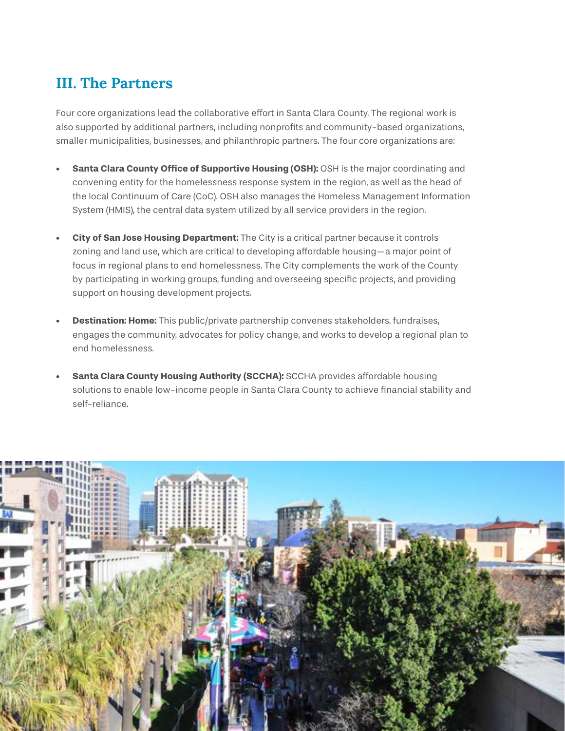## III. The Partners

Four core organizations lead the collaborative effort in Santa Clara County. The regional work is also supported by additional partners, including nonprofits and community-based organizations, smaller municipalities, businesses, and philanthropic partners. The four core organizations are:

- **Santa Clara County Office of Supportive Housing (OSH):** OSH is the major coordinating and convening entity for the homelessness response system in the region, as well as the head of the local Continuum of Care (CoC). OSH also manages the Homeless Management Information System (HMIS), the central data system utilized by all service providers in the region.

- **City of San Jose Housing Department:** The City is a critical partner because it controls zoning and land use, which are critical to developing affordable housing—a major point of focus in regional plans to end homelessness. The City complements the work of the County by participating in working groups, funding and overseeing specific projects, and providing support on housing development projects.

- **Destination: Home:** This public/private partnership convenes stakeholders, fundraises, engages the community, advocates for policy change, and works to develop a regional plan to end homelessness.

- **Santa Clara County Housing Authority (SCCHA):** SCCHA provides affordable housing solutions to enable low-income people in Santa Clara County to achieve financial stability and self-reliance.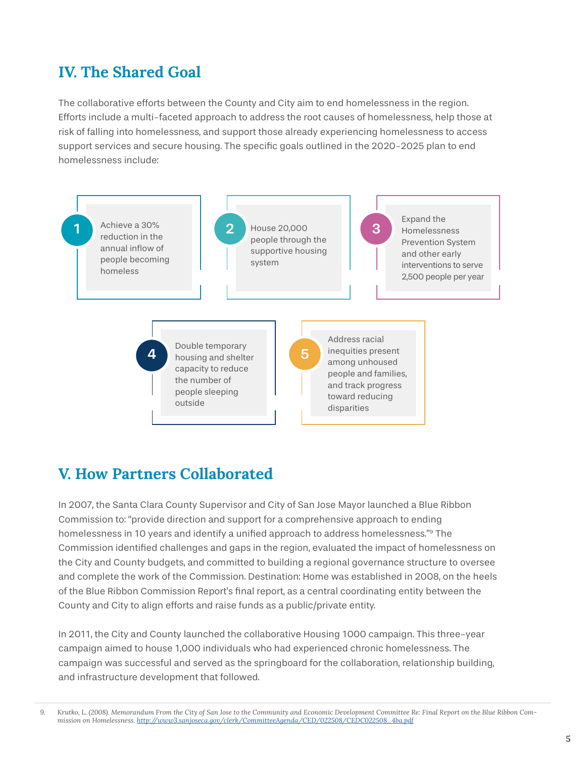## IV. The Shared Goal

The collaborative efforts between the County and City aim to end homelessness in the region. Efforts include a multi-faceted approach to address the root causes of homelessness, help those at risk of falling into homelessness, and support those already experiencing homelessness to access support services and secure housing. The specific goals outlined in the 2020-2025 plan to end homelessness include:

1. Achieve a 30% reduction in the annual inflow of people becoming homeless
2. House 20,000 people through the supportive housing system
3. Expand the Homelessness Prevention System and other early interventions to serve 2,500 people per year
4. Double temporary housing and shelter capacity to reduce the number of people sleeping outside
5. Address racial inequities present among unhoused people and families, and track progress toward reducing disparities

## V. How Partners Collaborated

In 2007, the Santa Clara County Supervisor and City of San Jose Mayor launched a Blue Ribbon Commission to: "provide direction and support for a comprehensive approach to ending homelessness in 10 years and identify a unified approach to address homelessness."[9] The Commission identified challenges and gaps in the region, evaluated the impact of homelessness on the City and County budgets, and committed to building a regional governance structure to oversee and complete the work of the Commission. Destination: Home was established in 2008, on the heels of the Blue Ribbon Commission Report's final report, as a central coordinating entity between the County and City to align efforts and raise funds as a public/private entity.

In 2011, the City and County launched the collaborative Housing 1000 campaign. This three-year campaign aimed to house 1,000 individuals who had experienced chronic homelessness. The campaign was successful and served as the springboard for the collaboration, relationship building, and infrastructure development that followed.

---

9. *Krutko, L. (2008). Memorandum From the City of San Jose to the Community and Economic Development Committee Re: Final Report on the Blue Ribbon Commission on Homelessness.* http://www3.sanjoseca.gov/clerk/CommitteeAgenda/CED/022508/CEDC022508_4ba.pdf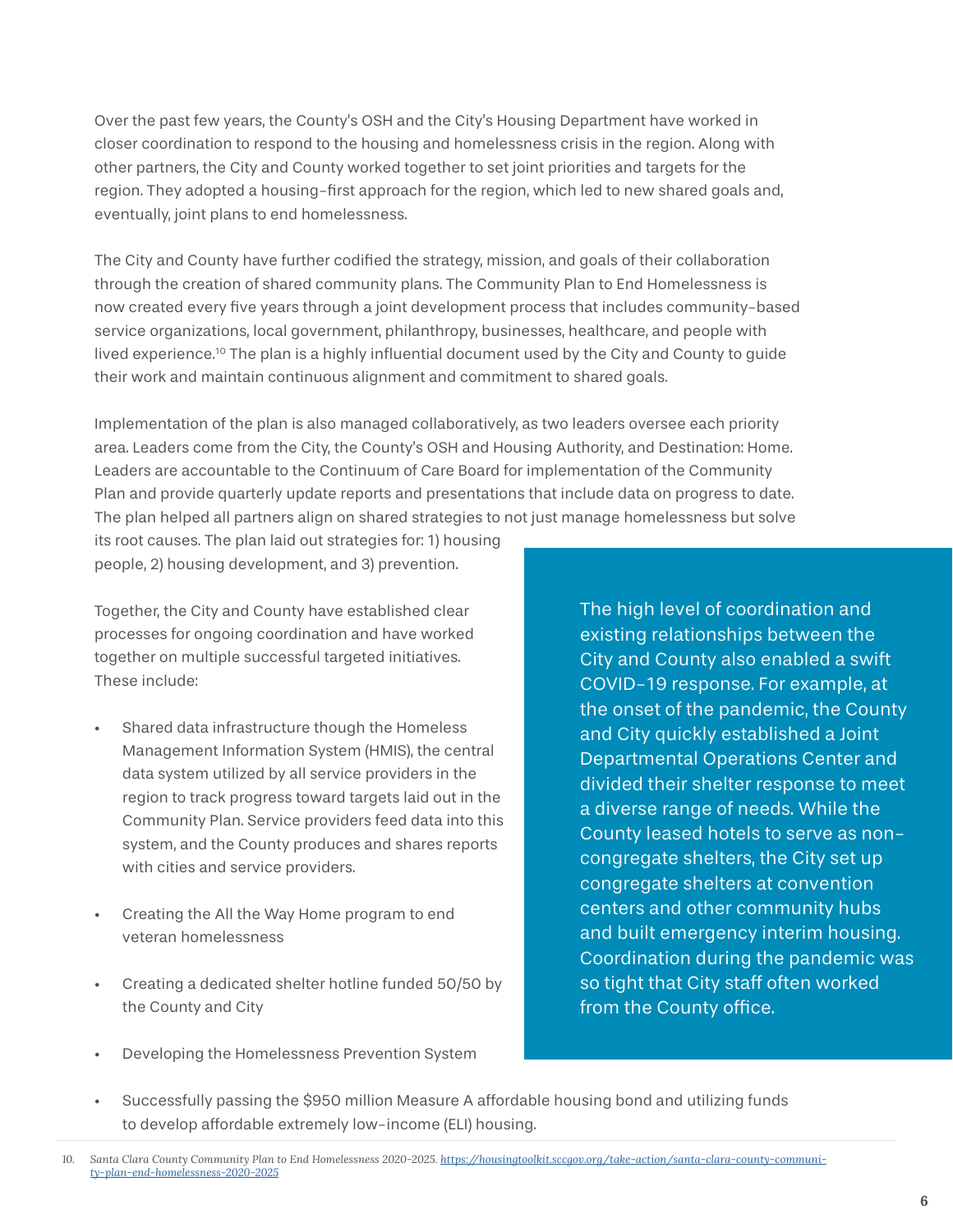Over the past few years, the County's OSH and the City's Housing Department have worked in closer coordination to respond to the housing and homelessness crisis in the region. Along with other partners, the City and County worked together to set joint priorities and targets for the region. They adopted a housing-first approach for the region, which led to new shared goals and, eventually, joint plans to end homelessness.

The City and County have further codified the strategy, mission, and goals of their collaboration through the creation of shared community plans. The Community Plan to End Homelessness is now created every five years through a joint development process that includes community-based service organizations, local government, philanthropy, businesses, healthcare, and people with lived experience.[10] The plan is a highly influential document used by the City and County to guide their work and maintain continuous alignment and commitment to shared goals.

Implementation of the plan is also managed collaboratively, as two leaders oversee each priority area. Leaders come from the City, the County's OSH and Housing Authority, and Destination: Home. Leaders are accountable to the Continuum of Care Board for implementation of the Community Plan and provide quarterly update reports and presentations that include data on progress to date. The plan helped all partners align on shared strategies to not just manage homelessness but solve its root causes. The plan laid out strategies for: 1) housing people, 2) housing development, and 3) prevention.

Together, the City and County have established clear processes for ongoing coordination and have worked together on multiple successful targeted initiatives. These include:

- Shared data infrastructure though the Homeless Management Information System (HMIS), the central data system utilized by all service providers in the region to track progress toward targets laid out in the Community Plan. Service providers feed data into this system, and the County produces and shares reports with cities and service providers.
- Creating the All the Way Home program to end veteran homelessness
- Creating a dedicated shelter hotline funded 50/50 by the County and City
- Developing the Homelessness Prevention System
- Successfully passing the $950 million Measure A affordable housing bond and utilizing funds to develop affordable extremely low-income (ELI) housing.

> The high level of coordination and existing relationships between the City and County also enabled a swift COVID-19 response. For example, at the onset of the pandemic, the County and City quickly established a Joint Departmental Operations Center and divided their shelter response to meet a diverse range of needs. While the County leased hotels to serve as non-congregate shelters, the City set up congregate shelters at convention centers and other community hubs and built emergency interim housing. Coordination during the pandemic was so tight that City staff often worked from the County office.

10. *Santa Clara County Community Plan to End Homelessness 2020-2025.* https://housingtoolkit.sccgov.org/take-action/santa-clara-county-community-plan-end-homelessness-2020-2025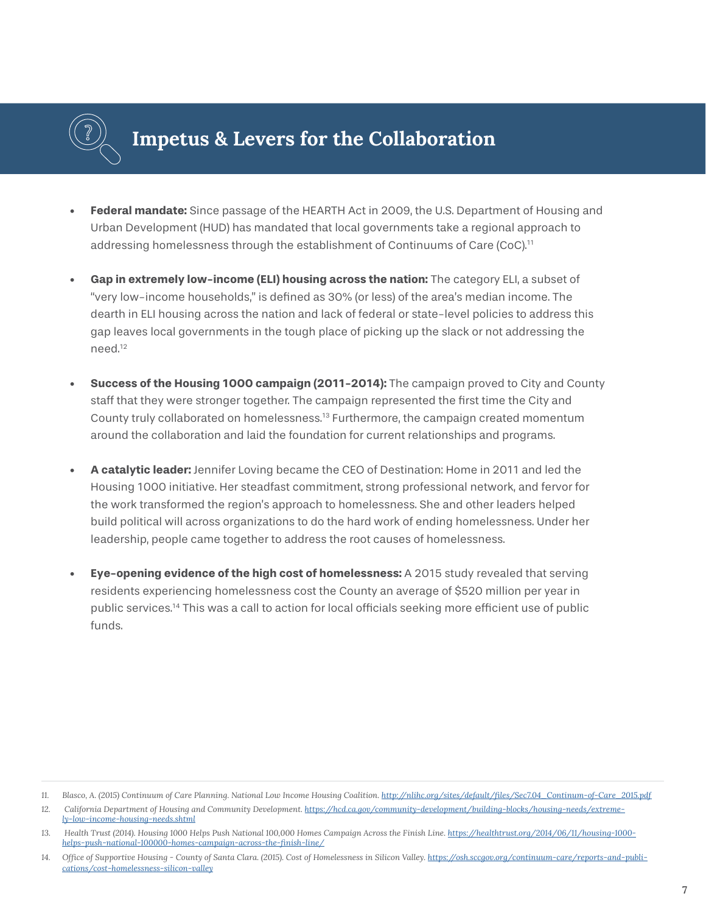# Impetus & Levers for the Collaboration

- **Federal mandate:** Since passage of the HEARTH Act in 2009, the U.S. Department of Housing and Urban Development (HUD) has mandated that local governments take a regional approach to addressing homelessness through the establishment of Continuums of Care (CoC).[11]

- **Gap in extremely low-income (ELI) housing across the nation:** The category ELI, a subset of "very low-income households," is defined as 30% (or less) of the area's median income. The dearth in ELI housing across the nation and lack of federal or state-level policies to address this gap leaves local governments in the tough place of picking up the slack or not addressing the need.[12]

- **Success of the Housing 1000 campaign (2011-2014):** The campaign proved to City and County staff that they were stronger together. The campaign represented the first time the City and County truly collaborated on homelessness.[13] Furthermore, the campaign created momentum around the collaboration and laid the foundation for current relationships and programs.

- **A catalytic leader:** Jennifer Loving became the CEO of Destination: Home in 2011 and led the Housing 1000 initiative. Her steadfast commitment, strong professional network, and fervor for the work transformed the region's approach to homelessness. She and other leaders helped build political will across organizations to do the hard work of ending homelessness. Under her leadership, people came together to address the root causes of homelessness.

- **Eye-opening evidence of the high cost of homelessness:** A 2015 study revealed that serving residents experiencing homelessness cost the County an average of $520 million per year in public services.[14] This was a call to action for local officials seeking more efficient use of public funds.

---

11. *Blasco, A. (2015) Continuum of Care Planning. National Low Income Housing Coalition.* http://nlihc.org/sites/default/files/Sec7.04_Continum-of-Care_2015.pdf
12. *California Department of Housing and Community Development.* https://hcd.ca.gov/community-development/building-blocks/housing-needs/extremely-low-income-housing-needs.shtml
13. *Health Trust (2014). Housing 1000 Helps Push National 100,000 Homes Campaign Across the Finish Line.* https://healthtrust.org/2014/06/11/housing-1000-helps-push-national-100000-homes-campaign-across-the-finish-line/
14. *Office of Supportive Housing - County of Santa Clara. (2015). Cost of Homelessness in Silicon Valley.* https://osh.sccgov.org/continuum-care/reports-and-publications/cost-homelessness-silicon-valley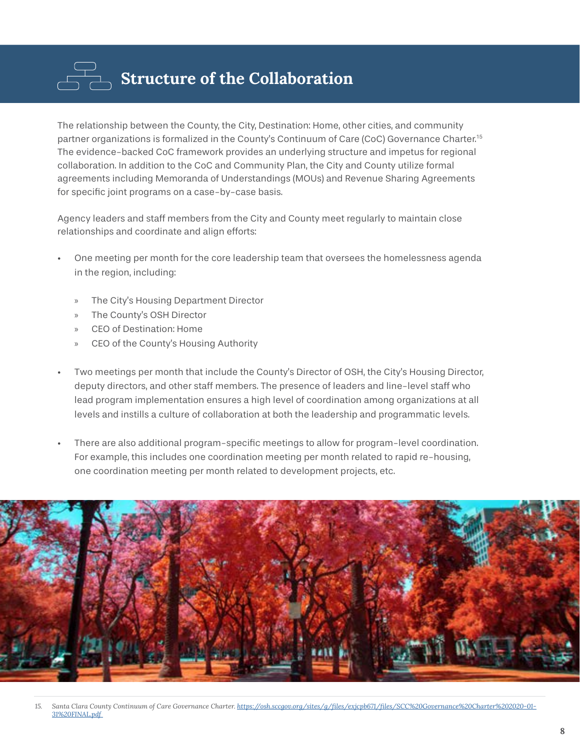# Structure of the Collaboration

The relationship between the County, the City, Destination: Home, other cities, and community partner organizations is formalized in the County's Continuum of Care (CoC) Governance Charter.[15] The evidence-backed CoC framework provides an underlying structure and impetus for regional collaboration. In addition to the CoC and Community Plan, the City and County utilize formal agreements including Memoranda of Understandings (MOUs) and Revenue Sharing Agreements for specific joint programs on a case-by-case basis.

Agency leaders and staff members from the City and County meet regularly to maintain close relationships and coordinate and align efforts:

- One meeting per month for the core leadership team that oversees the homelessness agenda in the region, including:
  - The City's Housing Department Director
  - The County's OSH Director
  - CEO of Destination: Home
  - CEO of the County's Housing Authority
- Two meetings per month that include the County's Director of OSH, the City's Housing Director, deputy directors, and other staff members. The presence of leaders and line-level staff who lead program implementation ensures a high level of coordination among organizations at all levels and instills a culture of collaboration at both the leadership and programmatic levels.
- There are also additional program-specific meetings to allow for program-level coordination. For example, this includes one coordination meeting per month related to rapid re-housing, one coordination meeting per month related to development projects, etc.

---

15. *Santa Clara County Continuum of Care Governance Charter.* *https://osh.sccgov.org/sites/g/files/exjcpb671/files/SCC%20Governance%20Charter%202020-01-31%20FINAL.pdf*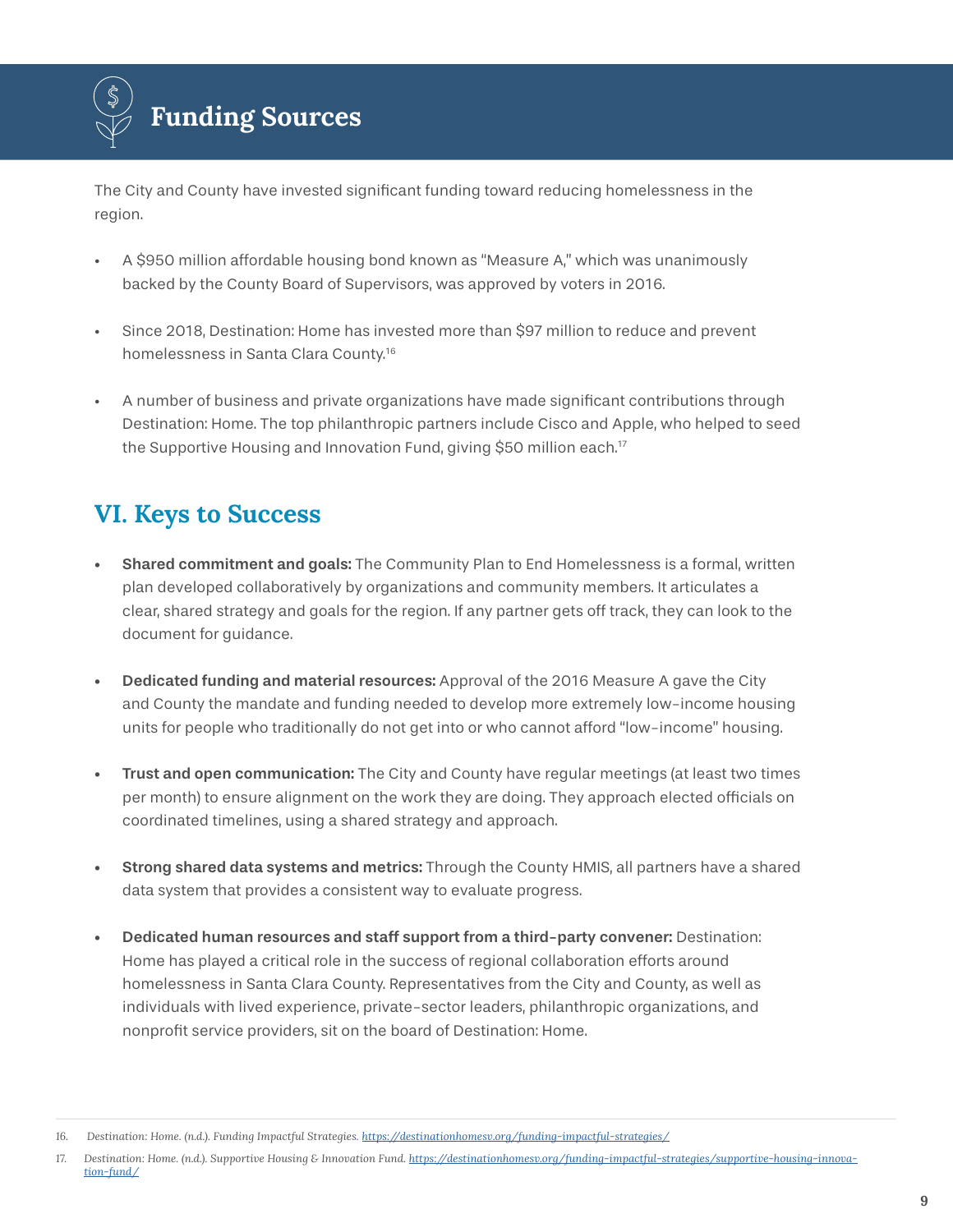## Funding Sources

The City and County have invested significant funding toward reducing homelessness in the region.

- A $950 million affordable housing bond known as "Measure A," which was unanimously backed by the County Board of Supervisors, was approved by voters in 2016.
- Since 2018, Destination: Home has invested more than $97 million to reduce and prevent homelessness in Santa Clara County.[16]
- A number of business and private organizations have made significant contributions through Destination: Home. The top philanthropic partners include Cisco and Apple, who helped to seed the Supportive Housing and Innovation Fund, giving $50 million each.[17]

## VI. Keys to Success

- **Shared commitment and goals:** The Community Plan to End Homelessness is a formal, written plan developed collaboratively by organizations and community members. It articulates a clear, shared strategy and goals for the region. If any partner gets off track, they can look to the document for guidance.
- **Dedicated funding and material resources:** Approval of the 2016 Measure A gave the City and County the mandate and funding needed to develop more extremely low-income housing units for people who traditionally do not get into or who cannot afford "low-income" housing.
- **Trust and open communication:** The City and County have regular meetings (at least two times per month) to ensure alignment on the work they are doing. They approach elected officials on coordinated timelines, using a shared strategy and approach.
- **Strong shared data systems and metrics:** Through the County HMIS, all partners have a shared data system that provides a consistent way to evaluate progress.
- **Dedicated human resources and staff support from a third-party convener:** Destination: Home has played a critical role in the success of regional collaboration efforts around homelessness in Santa Clara County. Representatives from the City and County, as well as individuals with lived experience, private-sector leaders, philanthropic organizations, and nonprofit service providers, sit on the board of Destination: Home.

---

16. *Destination: Home. (n.d.). Funding Impactful Strategies.* https://destinationhomesv.org/funding-impactful-strategies/

17. *Destination: Home. (n.d.). Supportive Housing & Innovation Fund.* https://destinationhomesv.org/funding-impactful-strategies/supportive-housing-innovation-fund/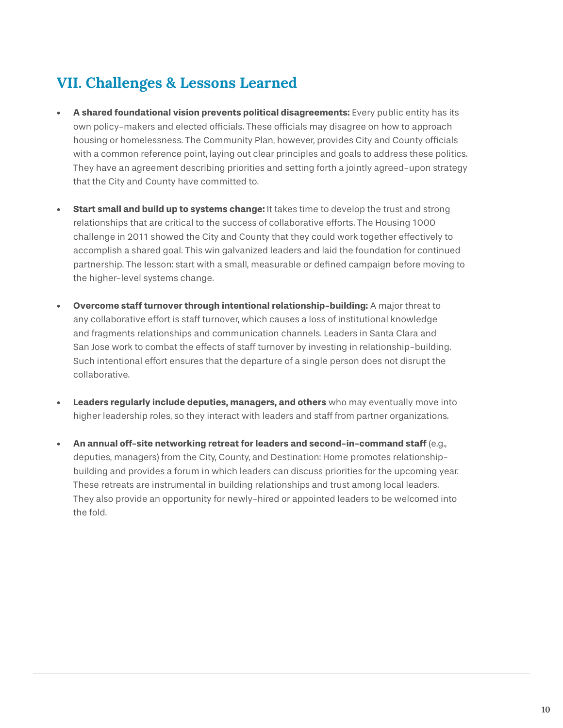## VII. Challenges & Lessons Learned

- **A shared foundational vision prevents political disagreements:** Every public entity has its own policy-makers and elected officials. These officials may disagree on how to approach housing or homelessness. The Community Plan, however, provides City and County officials with a common reference point, laying out clear principles and goals to address these politics. They have an agreement describing priorities and setting forth a jointly agreed-upon strategy that the City and County have committed to.

- **Start small and build up to systems change:** It takes time to develop the trust and strong relationships that are critical to the success of collaborative efforts. The Housing 1000 challenge in 2011 showed the City and County that they could work together effectively to accomplish a shared goal. This win galvanized leaders and laid the foundation for continued partnership. The lesson: start with a small, measurable or defined campaign before moving to the higher-level systems change.

- **Overcome staff turnover through intentional relationship-building:** A major threat to any collaborative effort is staff turnover, which causes a loss of institutional knowledge and fragments relationships and communication channels. Leaders in Santa Clara and San Jose work to combat the effects of staff turnover by investing in relationship-building. Such intentional effort ensures that the departure of a single person does not disrupt the collaborative.

- **Leaders regularly include deputies, managers, and others** who may eventually move into higher leadership roles, so they interact with leaders and staff from partner organizations.

- **An annual off-site networking retreat for leaders and second-in-command staff** (e.g., deputies, managers) from the City, County, and Destination: Home promotes relationship-building and provides a forum in which leaders can discuss priorities for the upcoming year. These retreats are instrumental in building relationships and trust among local leaders. They also provide an opportunity for newly-hired or appointed leaders to be welcomed into the fold.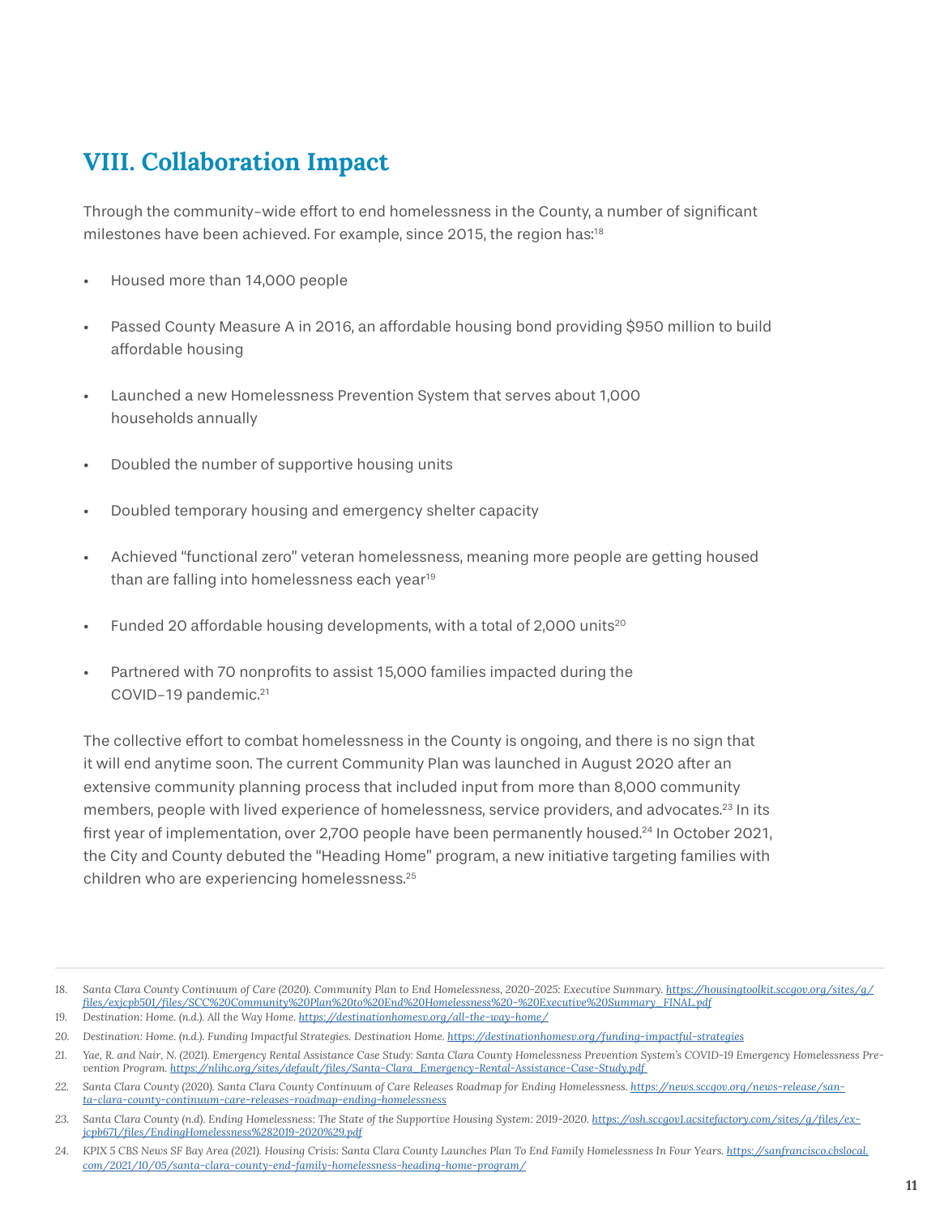## VIII. Collaboration Impact

Through the community-wide effort to end homelessness in the County, a number of significant milestones have been achieved. For example, since 2015, the region has:[18]

- Housed more than 14,000 people
- Passed County Measure A in 2016, an affordable housing bond providing $950 million to build affordable housing
- Launched a new Homelessness Prevention System that serves about 1,000 households annually
- Doubled the number of supportive housing units
- Doubled temporary housing and emergency shelter capacity
- Achieved "functional zero" veteran homelessness, meaning more people are getting housed than are falling into homelessness each year[19]
- Funded 20 affordable housing developments, with a total of 2,000 units[20]
- Partnered with 70 nonprofits to assist 15,000 families impacted during the COVID-19 pandemic.[21]

The collective effort to combat homelessness in the County is ongoing, and there is no sign that it will end anytime soon. The current Community Plan was launched in August 2020 after an extensive community planning process that included input from more than 8,000 community members, people with lived experience of homelessness, service providers, and advocates.[23] In its first year of implementation, over 2,700 people have been permanently housed.[24] In October 2021, the City and County debuted the "Heading Home" program, a new initiative targeting families with children who are experiencing homelessness.[25]

---

18. *Santa Clara County Continuum of Care (2020). Community Plan to End Homelessness, 2020-2025: Executive Summary.* https://housingtoolkit.sccgov.org/sites/g/files/exjcpb501/files/SCC%20Community%20Plan%20to%20End%20Homelessness%20-%20Executive%20Summary_FINAL.pdf
19. *Destination: Home. (n.d.). All the Way Home.* https://destinationhomesv.org/all-the-way-home/
20. *Destination: Home. (n.d.). Funding Impactful Strategies. Destination Home.* https://destinationhomesv.org/funding-impactful-strategies
21. *Yae, R. and Nair, N. (2021). Emergency Rental Assistance Case Study: Santa Clara County Homelessness Prevention System's COVID-19 Emergency Homelessness Prevention Program.* https://nlihc.org/sites/default/files/Santa-Clara_Emergency-Rental-Assistance-Case-Study.pdf
22. *Santa Clara County (2020). Santa Clara County Continuum of Care Releases Roadmap for Ending Homelessness.* https://news.sccgov.org/news-release/santa-clara-county-continuum-care-releases-roadmap-ending-homelessness
23. *Santa Clara County (n.d). Ending Homelessness: The State of the Supportive Housing System: 2019-2020.* https://osh.sccgov1.acsitefactory.com/sites/g/files/exjcpb671/files/EndingHomelessness%282019-2020%29.pdf
24. *KPIX 5 CBS News SF Bay Area (2021). Housing Crisis: Santa Clara County Launches Plan To End Family Homelessness In Four Years.* https://sanfrancisco.cbslocal.com/2021/10/05/santa-clara-county-end-family-homelessness-heading-home-program/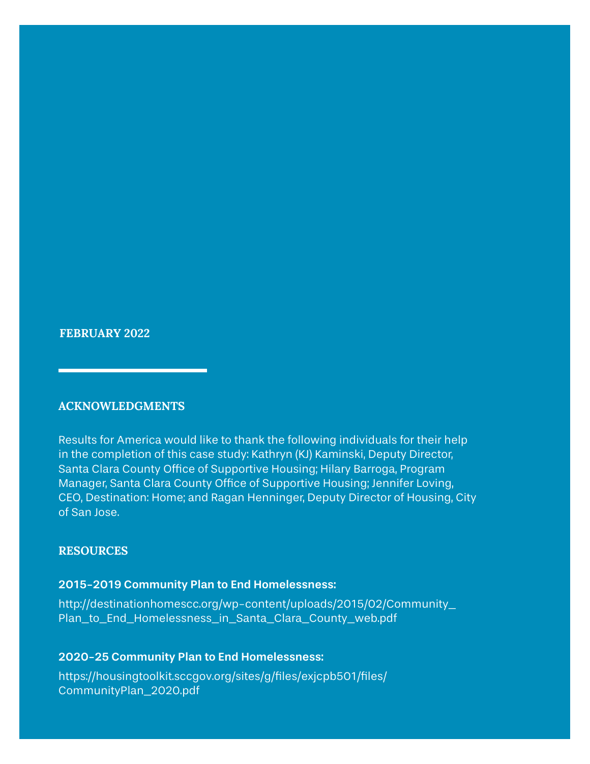**FEBRUARY 2022**

## ACKNOWLEDGMENTS

Results for America would like to thank the following individuals for their help in the completion of this case study: Kathryn (KJ) Kaminski, Deputy Director, Santa Clara County Office of Supportive Housing; Hilary Barroga, Program Manager, Santa Clara County Office of Supportive Housing; Jennifer Loving, CEO, Destination: Home; and Ragan Henninger, Deputy Director of Housing, City of San Jose.

## RESOURCES

**2015-2019 Community Plan to End Homelessness:**

http://destinationhomescc.org/wp-content/uploads/2015/02/Community_Plan_to_End_Homelessness_in_Santa_Clara_County_web.pdf

**2020-25 Community Plan to End Homelessness:**

https://housingtoolkit.sccgov.org/sites/g/files/exjcpb501/files/CommunityPlan_2020.pdf